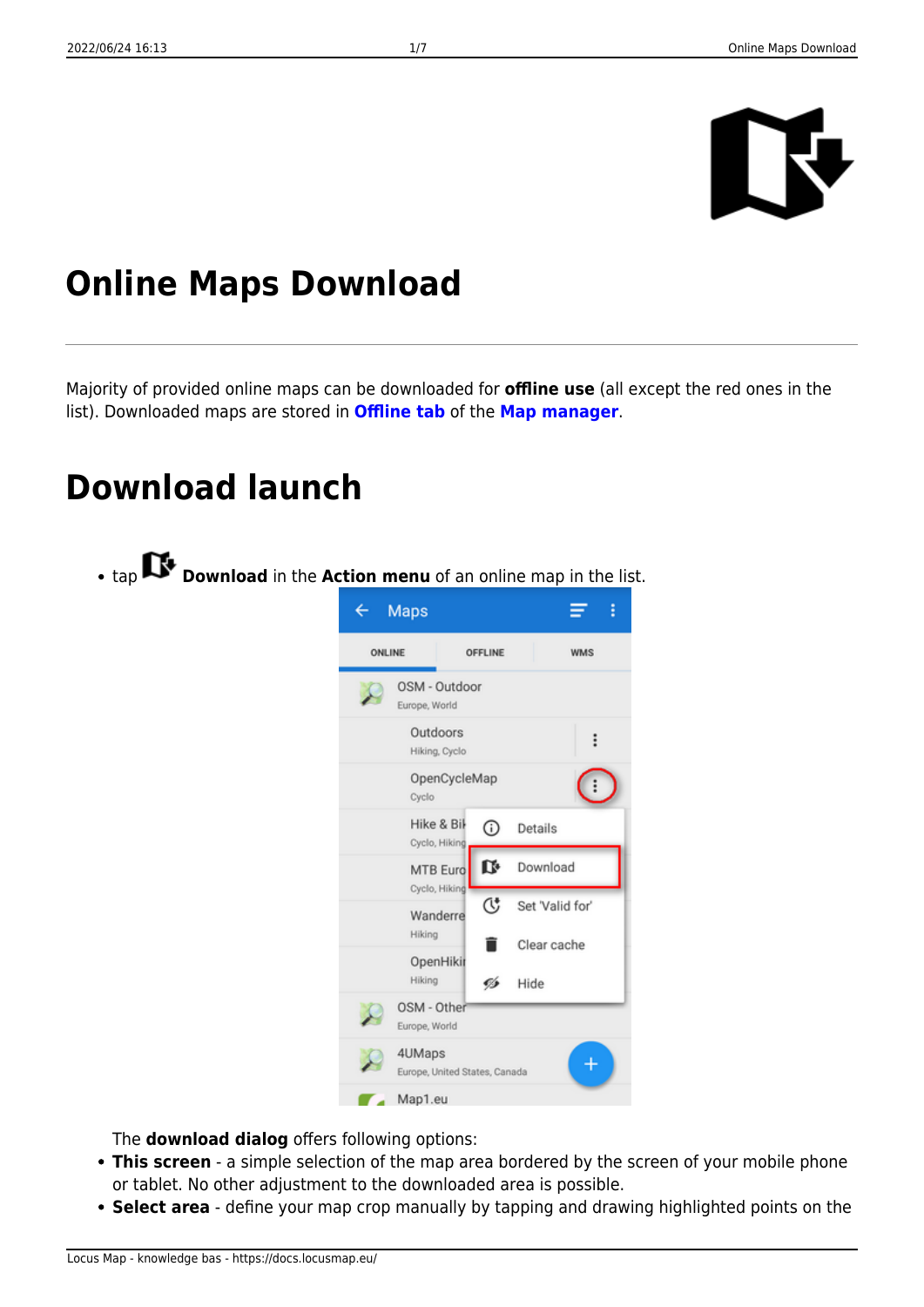# Online Maps Download

Majority of provided online maps can be downloaded for **offline use** (all except the red ones in the list). Downloaded maps are stored in **Offline tab** of the **Map manager**.

# Download launch

- tap **Download** in the **Action menu** of an online map in the list.

The **download dialog** offers following options:

- **This screen** - a simple selection of the map area bordered by the screen of your mobile phone or tablet. No other adjustment to the downloaded area is possible.
- **Select area** - define your map crop manually by tapping and drawing highlighted points on the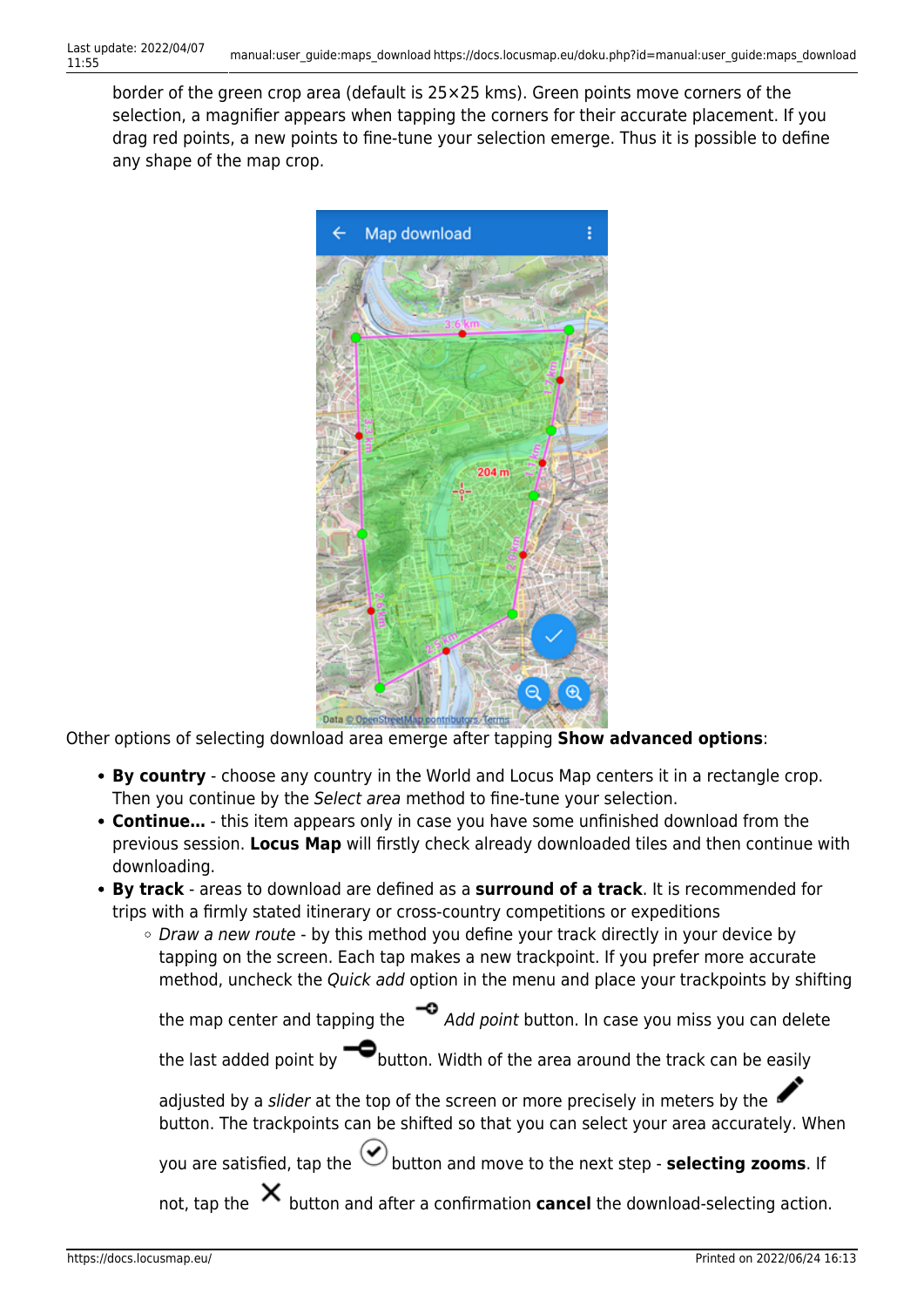border of the green crop area (default is 25×25 kms). Green points move corners of the selection, a magnifier appears when tapping the corners for their accurate placement. If you drag red points, a new points to fine-tune your selection emerge. Thus it is possible to define any shape of the map crop.

Other options of selecting download area emerge after tapping **Show advanced options**:

- **By country** - choose any country in the World and Locus Map centers it in a rectangle crop. Then you continue by the *Select area* method to fine-tune your selection.
- **Continue…** - this item appears only in case you have some unfinished download from the previous session. **Locus Map** will firstly check already downloaded tiles and then continue with downloading.
- **By track** - areas to download are defined as a **surround of a track**. It is recommended for trips with a firmly stated itinerary or cross-country competitions or expeditions
  - *Draw a new route* - by this method you define your track directly in your device by tapping on the screen. Each tap makes a new trackpoint. If you prefer more accurate method, uncheck the *Quick add* option in the menu and place your trackpoints by shifting the map center and tapping the *Add point* button. In case you miss you can delete the last added point by button. Width of the area around the track can be easily adjusted by a *slider* at the top of the screen or more precisely in meters by the button. The trackpoints can be shifted so that you can select your area accurately. When you are satisfied, tap the button and move to the next step - **selecting zooms**. If not, tap the button and after a confirmation **cancel** the download-selecting action.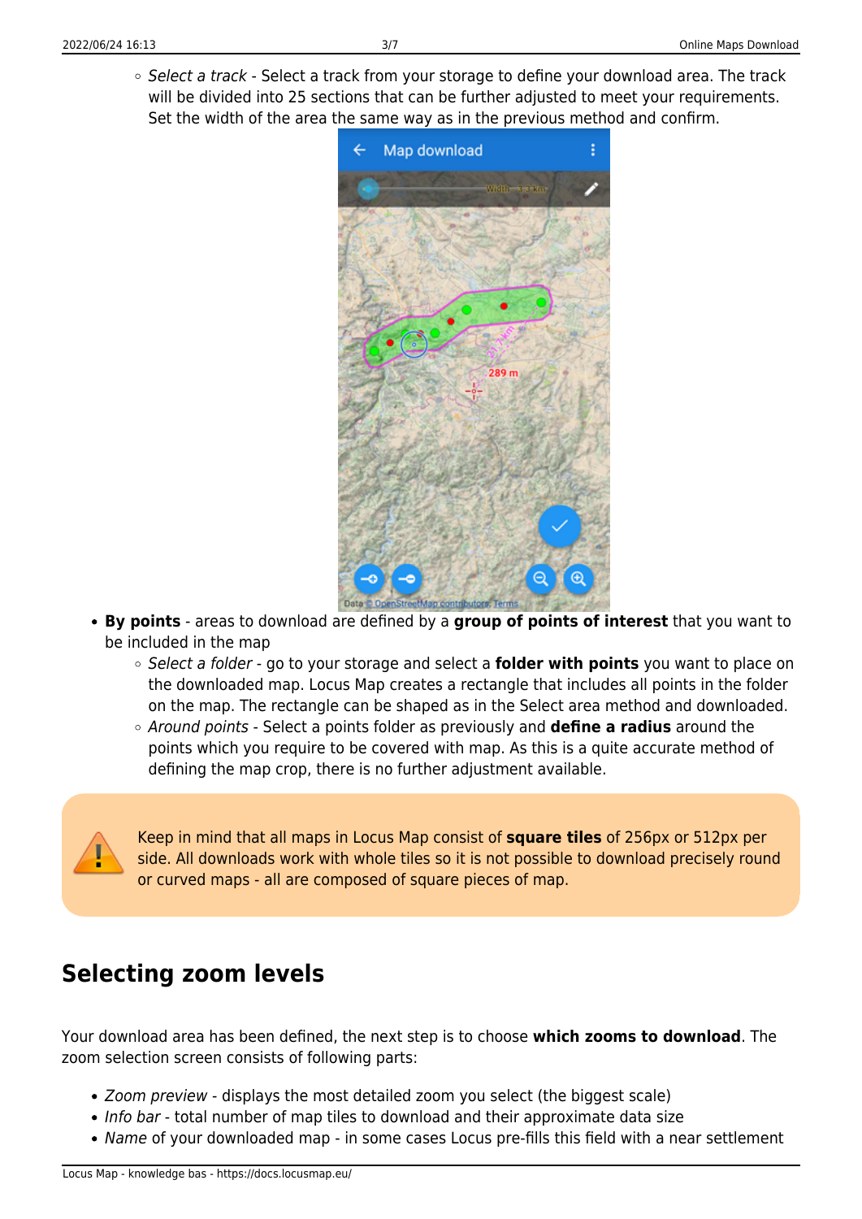- *Select a track* - Select a track from your storage to define your download area. The track will be divided into 25 sections that can be further adjusted to meet your requirements. Set the width of the area the same way as in the previous method and confirm.

- **By points** - areas to download are defined by a **group of points of interest** that you want to be included in the map
    - *Select a folder* - go to your storage and select a **folder with points** you want to place on the downloaded map. Locus Map creates a rectangle that includes all points in the folder on the map. The rectangle can be shaped as in the Select area method and downloaded.
    - *Around points* - Select a points folder as previously and **define a radius** around the points which you require to be covered with map. As this is a quite accurate method of defining the map crop, there is no further adjustment available.

Keep in mind that all maps in Locus Map consist of **square tiles** of 256px or 512px per side. All downloads work with whole tiles so it is not possible to download precisely round or curved maps - all are composed of square pieces of map.

## Selecting zoom levels

Your download area has been defined, the next step is to choose **which zooms to download**. The zoom selection screen consists of following parts:

- *Zoom preview* - displays the most detailed zoom you select (the biggest scale)
- *Info bar* - total number of map tiles to download and their approximate data size
- *Name* of your downloaded map - in some cases Locus pre-fills this field with a near settlement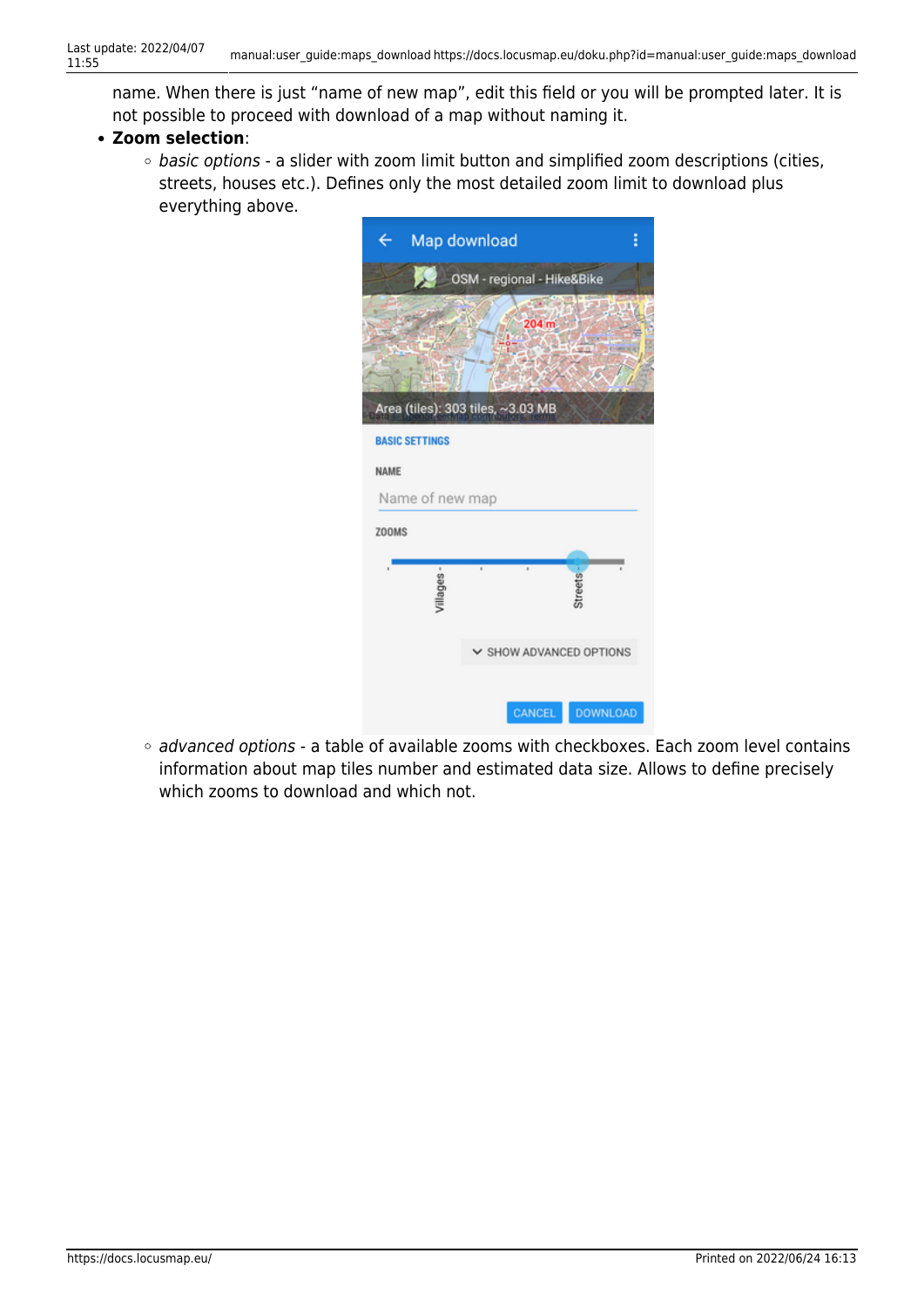name. When there is just "name of new map", edit this field or you will be prompted later. It is not possible to proceed with download of a map without naming it.

- **Zoom selection**:
    - *basic options* - a slider with zoom limit button and simplified zoom descriptions (cities, streets, houses etc.). Defines only the most detailed zoom limit to download plus everything above.
    - *advanced options* - a table of available zooms with checkboxes. Each zoom level contains information about map tiles number and estimated data size. Allows to define precisely which zooms to download and which not.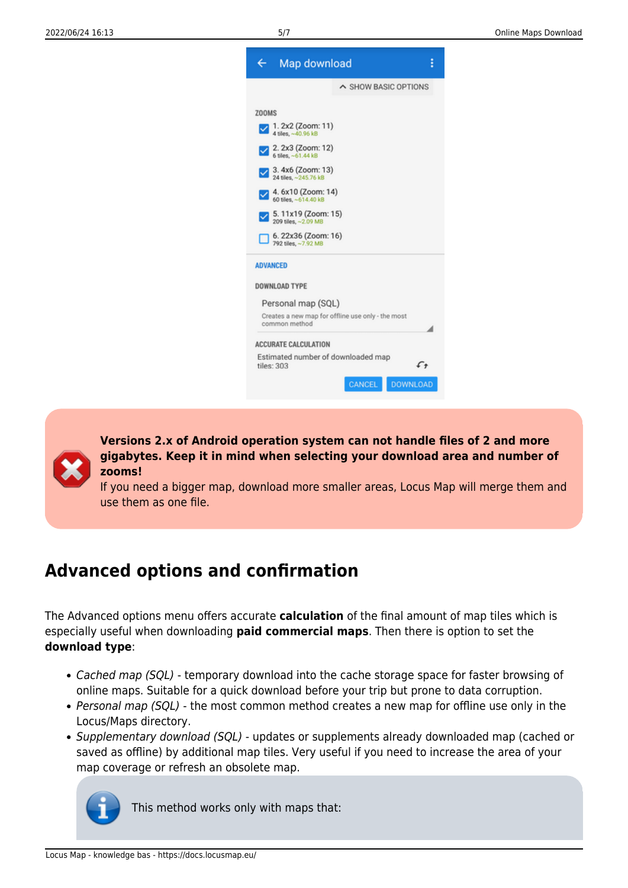> **Versions 2.x of Android operation system can not handle files of 2 and more gigabytes. Keep it in mind when selecting your download area and number of zooms!**
> If you need a bigger map, download more smaller areas, Locus Map will merge them and use them as one file.

## Advanced options and confirmation

The Advanced options menu offers accurate **calculation** of the final amount of map tiles which is especially useful when downloading **paid commercial maps**. Then there is option to set the **download type**:

- *Cached map (SQL)* - temporary download into the cache storage space for faster browsing of online maps. Suitable for a quick download before your trip but prone to data corruption.
- *Personal map (SQL)* - the most common method creates a new map for offline use only in the Locus/Maps directory.
- *Supplementary download (SQL)* - updates or supplements already downloaded map (cached or saved as offline) by additional map tiles. Very useful if you need to increase the area of your map coverage or refresh an obsolete map.

> This method works only with maps that: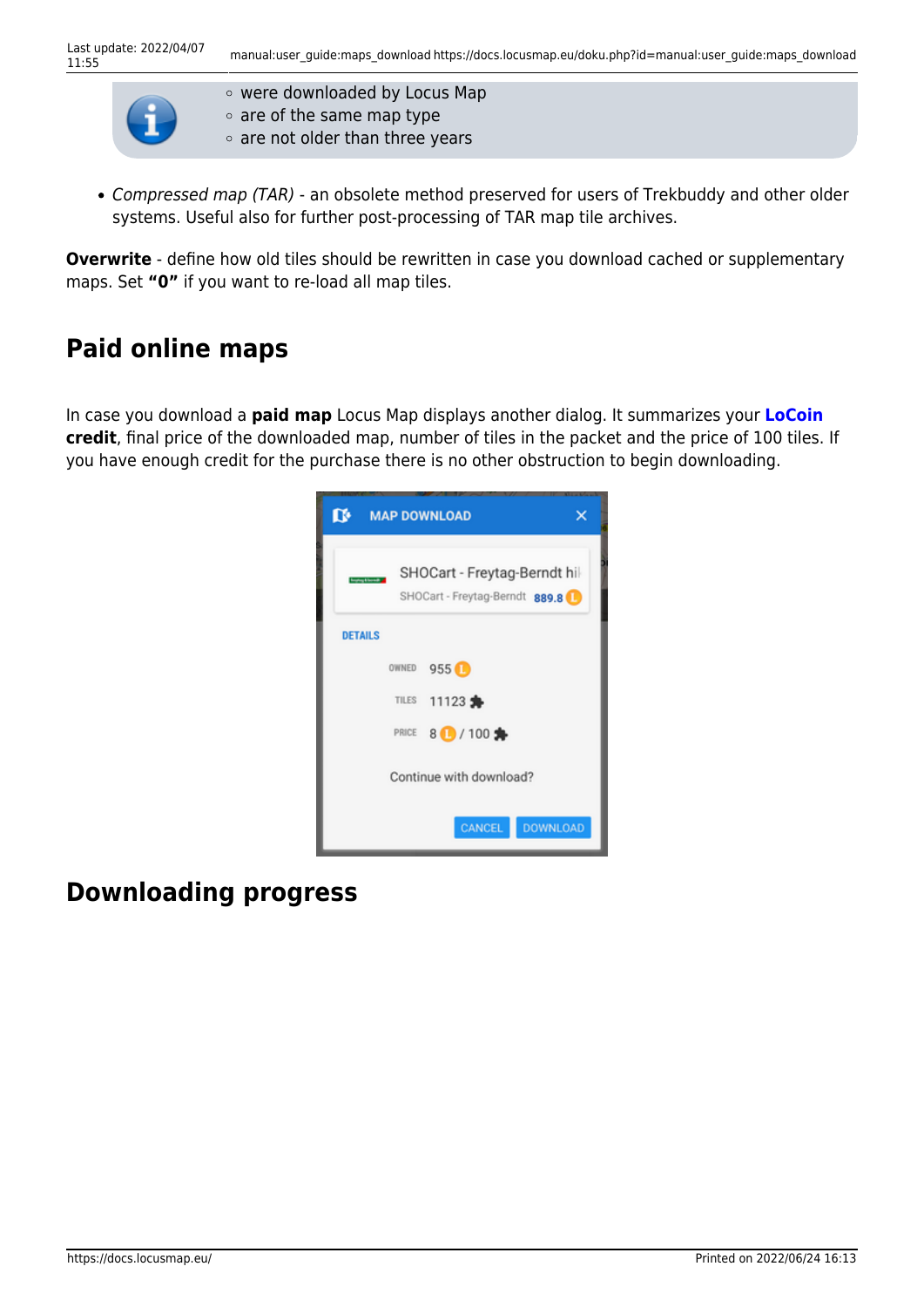- were downloaded by Locus Map
- are of the same map type
- are not older than three years

- *Compressed map (TAR)* - an obsolete method preserved for users of Trekbuddy and other older systems. Useful also for further post-processing of TAR map tile archives.

**Overwrite** - define how old tiles should be rewritten in case you download cached or supplementary maps. Set **"0"** if you want to re-load all map tiles.

## Paid online maps

In case you download a **paid map** Locus Map displays another dialog. It summarizes your **LoCoin credit**, final price of the downloaded map, number of tiles in the packet and the price of 100 tiles. If you have enough credit for the purchase there is no other obstruction to begin downloading.

## Downloading progress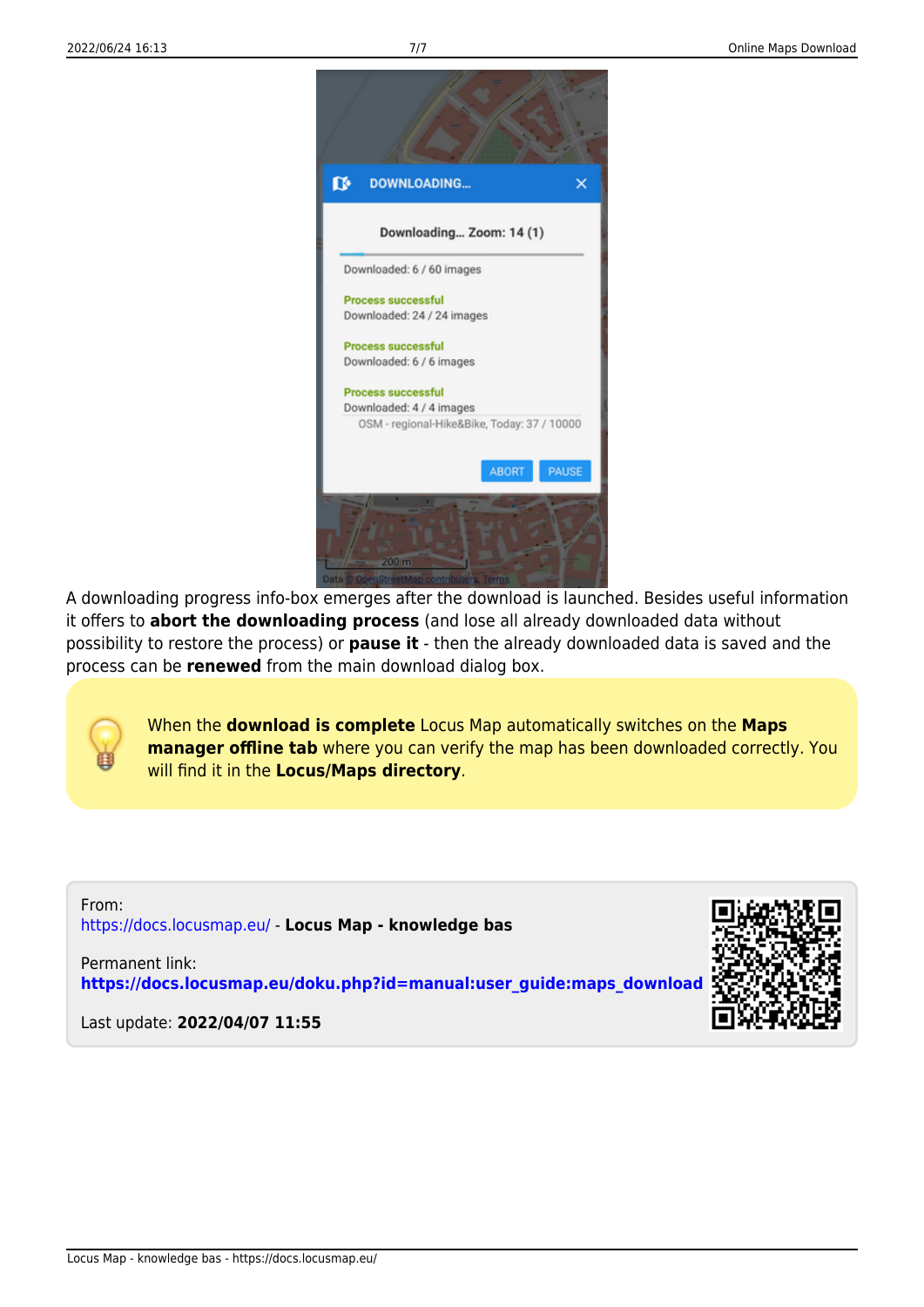A downloading progress info-box emerges after the download is launched. Besides useful information it offers to **abort the downloading process** (and lose all already downloaded data without possibility to restore the process) or **pause it** - then the already downloaded data is saved and the process can be **renewed** from the main download dialog box.

When the **download is complete** Locus Map automatically switches on the **Maps manager offline tab** where you can verify the map has been downloaded correctly. You will find it in the **Locus/Maps directory**.

From:
https://docs.locusmap.eu/ - **Locus Map - knowledge bas**

Permanent link:
**https://docs.locusmap.eu/doku.php?id=manual:user_guide:maps_download**

Last update: **2022/04/07 11:55**